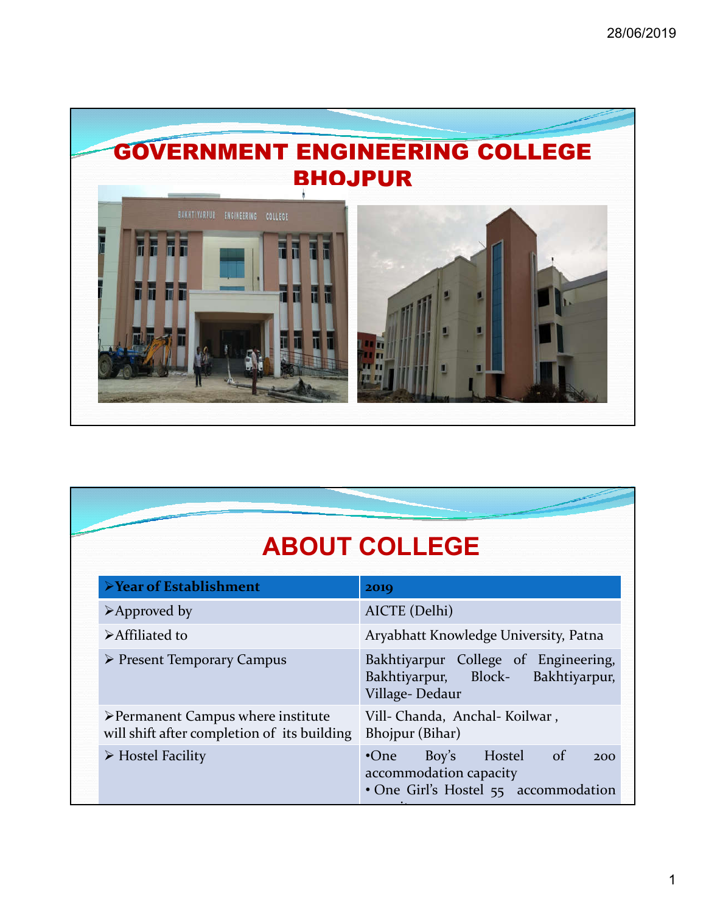# GOVERNMENT ENGINEERING COLLEGE BHOJPUR

## ABOUT COLLEGE

| ➢Year of Establishment | 2019 |
|---|---|
| ➢Approved by | AICTE (Delhi) |
| ➢Affiliated to | Aryabhatt Knowledge University, Patna |
| ➢ Present Temporary Campus | Bakhtiyarpur College of Engineering, Bakhtiyarpur, Block- Bakhtiyarpur, Village- Dedaur |
| ➢Permanent Campus where institute will shift after completion of its building | Vill- Chanda, Anchal- Koilwar , Bhojpur (Bihar) |
| ➢ Hostel Facility | •One Boy's Hostel of 200 accommodation capacity<br>• One Girl's Hostel 55 accommodation |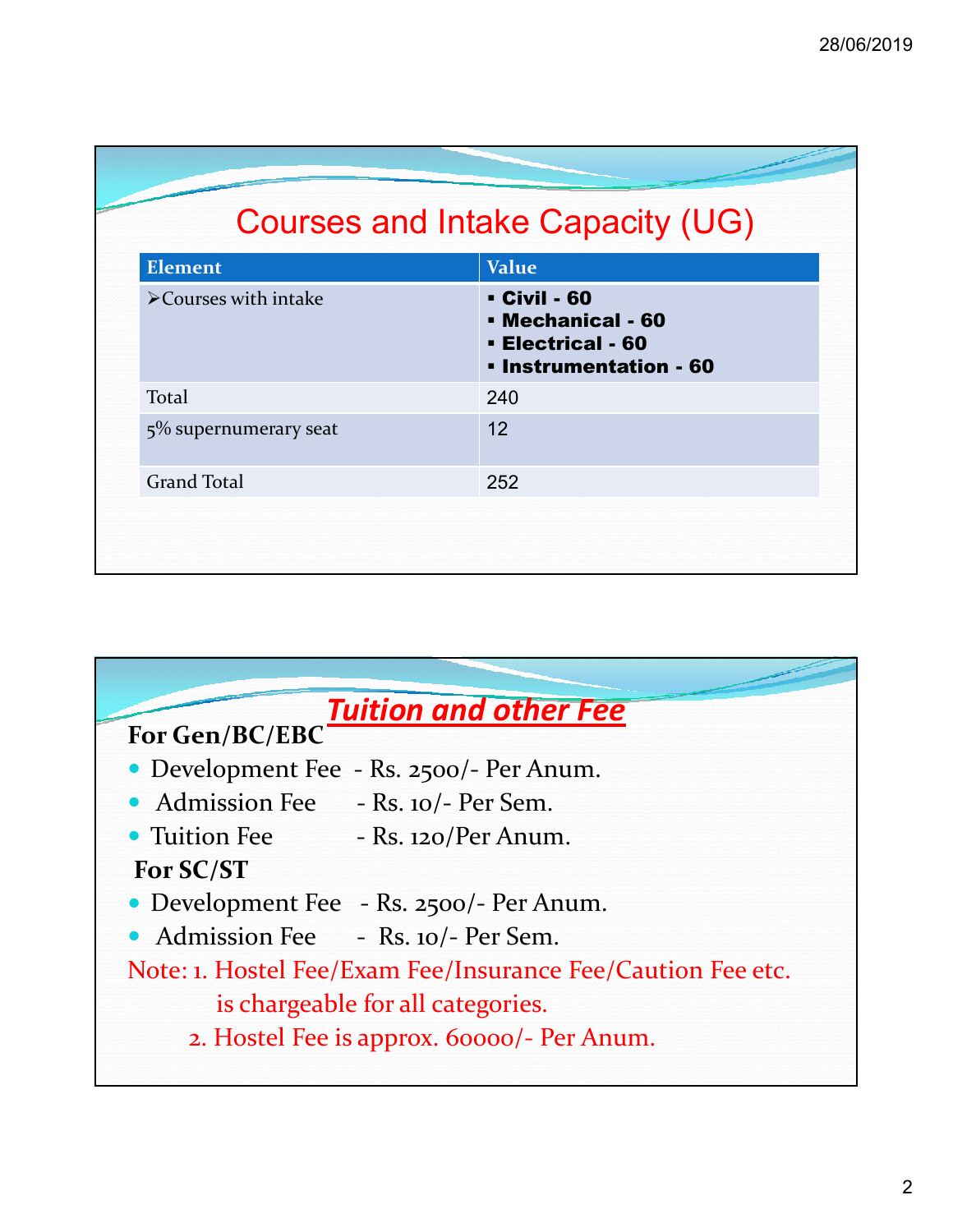## Courses and Intake Capacity (UG)

| Element | Value |
|---|---|
| ➢Courses with intake | ▪ **Civil - 60**<br>▪ **Mechanical - 60**<br>▪ **Electrical - 60**<br>▪ **Instrumentation - 60** |
| Total | 240 |
| 5% supernumerary seat | 12 |
| Grand Total | 252 |

## *Tuition and other Fee*

**For Gen/BC/EBC**

- Development Fee - Rs. 2500/- Per Anum.
- Admission Fee - Rs. 10/- Per Sem.
- Tuition Fee - Rs. 120/Per Anum.

**For SC/ST**

- Development Fee - Rs. 2500/- Per Anum.
- Admission Fee - Rs. 10/- Per Sem.

Note: 1. Hostel Fee/Exam Fee/Insurance Fee/Caution Fee etc. is chargeable for all categories.

2. Hostel Fee is approx. 60000/- Per Anum.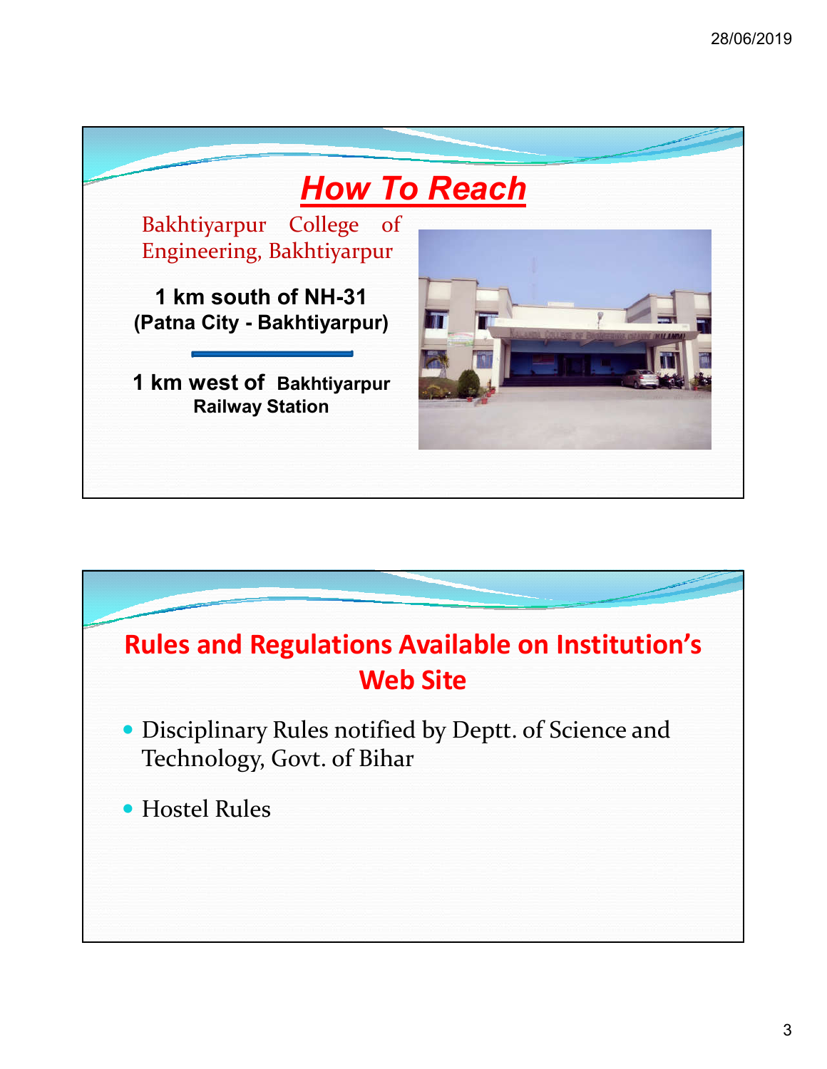## How To Reach

Bakhtiyarpur College of Engineering, Bakhtiyarpur

**1 km south of NH-31 (Patna City - Bakhtiyarpur)**

**1 km west of Bakhtiyarpur Railway Station**

## Rules and Regulations Available on Institution's Web Site

- Disciplinary Rules notified by Deptt. of Science and Technology, Govt. of Bihar
- Hostel Rules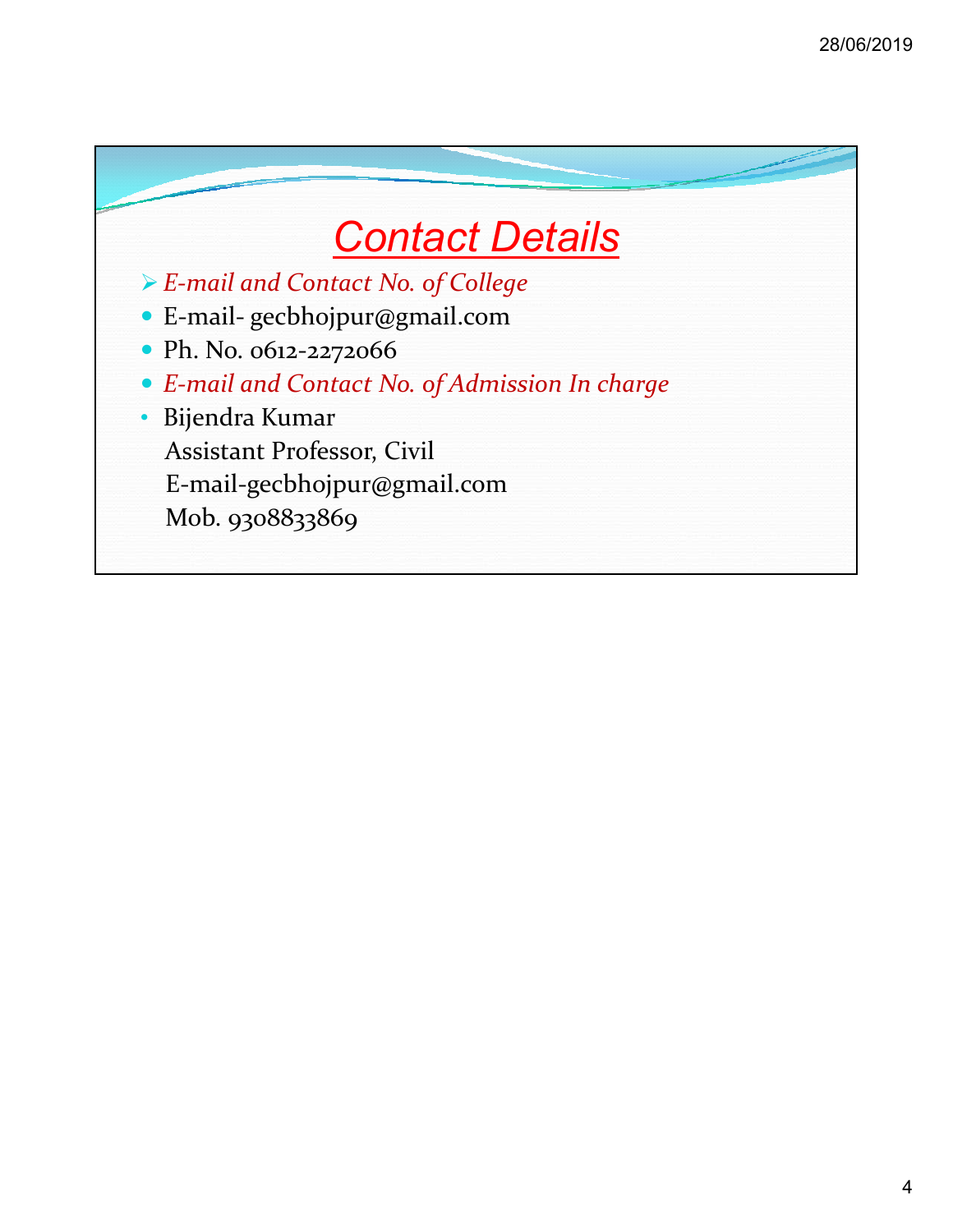# Contact Details

- *E-mail and Contact No. of College*
- E-mail- gecbhojpur@gmail.com
- Ph. No. 0612-2272066
- *E-mail and Contact No. of Admission In charge*
- Bijendra Kumar
  Assistant Professor, Civil
  E-mail-gecbhojpur@gmail.com
  Mob. 9308833869